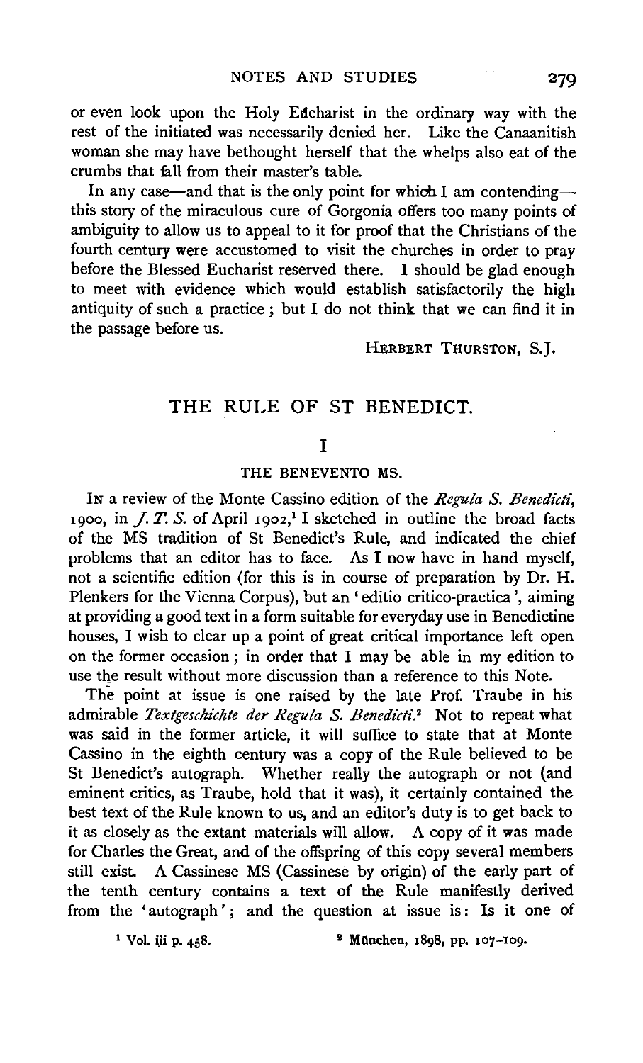or even look upon the Holy Eucharist in the ordinary way with the rest of the initiated was necessarily denied her. Like the Canaanitish woman she may have bethought herself that the whelps also eat of the crumbs that fall from their master's table.

In any case—and that is the only point for which I am contending—this story of the miraculous cure of Gorgonia offers too many points of ambiguity to allow us to appeal to it for proof that the Christians of the fourth century were accustomed to visit the churches in order to pray before the Blessed Eucharist reserved there. I should be glad enough to meet with evidence which would establish satisfactorily the high antiquity of such a practice; but I do not think that we can find it in the passage before us.

HERBERT THURSTON, S.J.

## THE RULE OF ST BENEDICT.

### I

### THE BENEVENTO MS.

IN a review of the Monte Cassino edition of the *Regula S. Benedicti*, 1900, in *J. T. S.* of April 1902,[1] I sketched in outline the broad facts of the MS tradition of St Benedict's Rule, and indicated the chief problems that an editor has to face. As I now have in hand myself, not a scientific edition (for this is in course of preparation by Dr. H. Plenkers for the Vienna Corpus), but an 'editio critico-practica', aiming at providing a good text in a form suitable for everyday use in Benedictine houses, I wish to clear up a point of great critical importance left open on the former occasion; in order that I may be able in my edition to use the result without more discussion than a reference to this Note.

The point at issue is one raised by the late Prof. Traube in his admirable *Textgeschichte der Regula S. Benedicti*.[2] Not to repeat what was said in the former article, it will suffice to state that at Monte Cassino in the eighth century was a copy of the Rule believed to be St Benedict's autograph. Whether really the autograph or not (and eminent critics, as Traube, hold that it was), it certainly contained the best text of the Rule known to us, and an editor's duty is to get back to it as closely as the extant materials will allow. A copy of it was made for Charles the Great, and of the offspring of this copy several members still exist. A Cassinese MS (Cassinese by origin) of the early part of the tenth century contains a text of the Rule manifestly derived from the 'autograph'; and the question at issue is: Is it one of

[1] Vol. iii p. 458.

[2] München, 1898, pp. 107–109.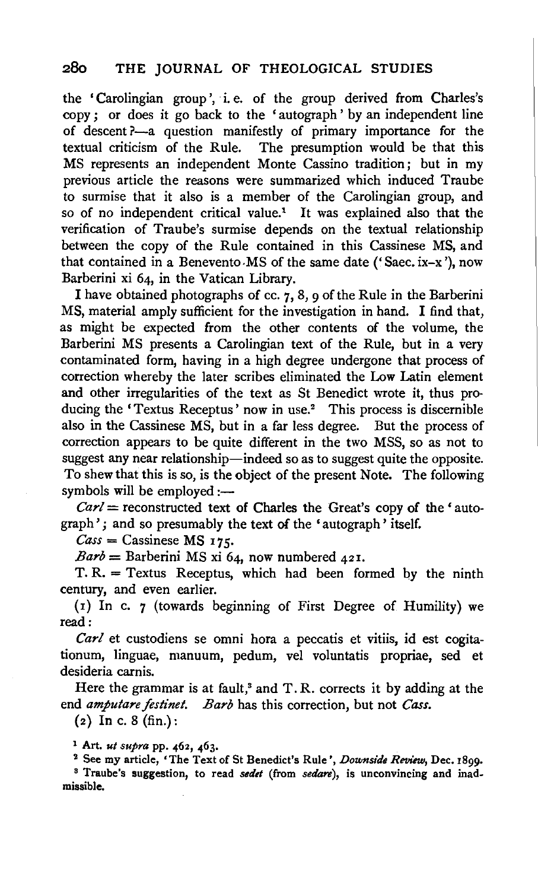the 'Carolingian group', i. e. of the group derived from Charles's copy; or does it go back to the 'autograph' by an independent line of descent?—a question manifestly of primary importance for the textual criticism of the Rule. The presumption would be that this MS represents an independent Monte Cassino tradition; but in my previous article the reasons were summarized which induced Traube to surmise that it also is a member of the Carolingian group, and so of no independent critical value.[1] It was explained also that the verification of Traube's surmise depends on the textual relationship between the copy of the Rule contained in this Cassinese MS, and that contained in a Benevento MS of the same date ('Saec. ix–x'), now Barberini xi 64, in the Vatican Library.

I have obtained photographs of cc. 7, 8, 9 of the Rule in the Barberini MS, material amply sufficient for the investigation in hand. I find that, as might be expected from the other contents of the volume, the Barberini MS presents a Carolingian text of the Rule, but in a very contaminated form, having in a high degree undergone that process of correction whereby the later scribes eliminated the Low Latin element and other irregularities of the text as St Benedict wrote it, thus producing the 'Textus Receptus' now in use.[2] This process is discernible also in the Cassinese MS, but in a far less degree. But the process of correction appears to be quite different in the two MSS, so as not to suggest any near relationship—indeed so as to suggest quite the opposite. To shew that this is so, is the object of the present Note. The following symbols will be employed:—

*Carl* = reconstructed text of Charles the Great's copy of the 'autograph'; and so presumably the text of the 'autograph' itself.

*Cass* = Cassinese MS 175.

*Barb* = Barberini MS xi 64, now numbered 421.

T. R. = Textus Receptus, which had been formed by the ninth century, and even earlier.

(1) In c. 7 (towards beginning of First Degree of Humility) we read:

*Carl* et custodiens se omni hora a peccatis et vitiis, id est cogitationum, linguae, manuum, pedum, vel voluntatis propriae, sed et desideria carnis.

Here the grammar is at fault,[3] and T. R. corrects it by adding at the end *amputare festinet*. *Barb* has this correction, but not *Cass*.

(2) In c. 8 (fin.):

[1] Art. *ut supra* pp. 462, 463.

[2] See my article, 'The Text of St Benedict's Rule', *Downside Review*, Dec. 1899.

[3] Traube's suggestion, to read *sedet* (from *sedare*), is unconvincing and inadmissible.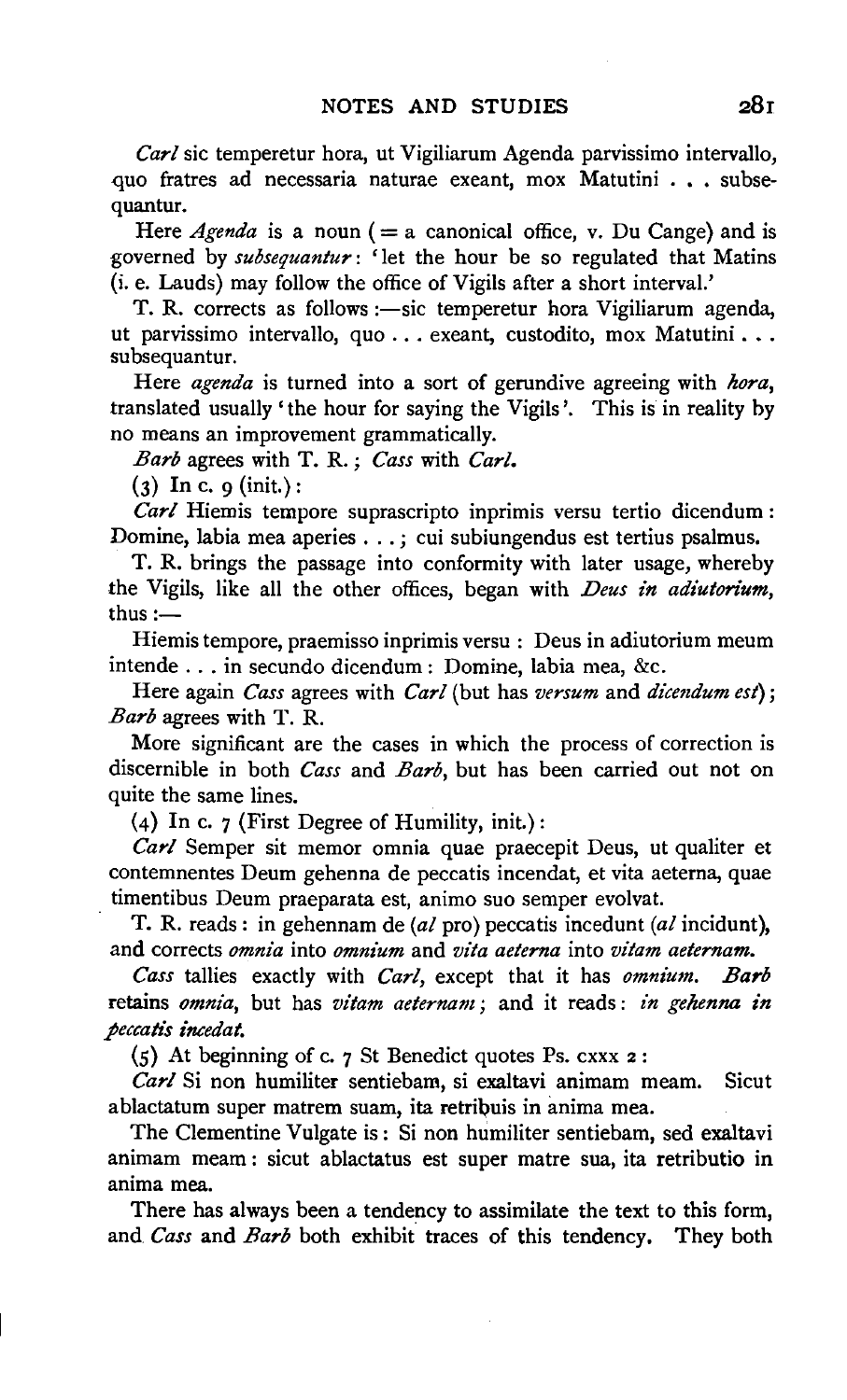*Carl* sic temperetur hora, ut Vigiliarum Agenda parvissimo intervallo, quo fratres ad necessaria naturae exeant, mox Matutini . . . subsequantur.

Here *Agenda* is a noun (= a canonical office, v. Du Cange) and is governed by *subsequantur*: 'let the hour be so regulated that Matins (i. e. Lauds) may follow the office of Vigils after a short interval.'

T. R. corrects as follows:—sic temperetur hora Vigiliarum agenda, ut parvissimo intervallo, quo . . . exeant, custodito, mox Matutini . . . subsequantur.

Here *agenda* is turned into a sort of gerundive agreeing with *hora*, translated usually 'the hour for saying the Vigils'. This is in reality by no means an improvement grammatically.

*Barb* agrees with T. R.; *Cass* with *Carl*.

(3) In c. 9 (init.):

*Carl* Hiemis tempore suprascripto inprimis versu tertio dicendum: Domine, labia mea aperies . . .; cui subiungendus est tertius psalmus.

T. R. brings the passage into conformity with later usage, whereby the Vigils, like all the other offices, began with *Deus in adiutorium*, thus:—

Hiemis tempore, praemisso inprimis versu: Deus in adiutorium meum intende . . . in secundo dicendum: Domine, labia mea, &c.

Here again *Cass* agrees with *Carl* (but has *versum* and *dicendum est*); *Barb* agrees with T. R.

More significant are the cases in which the process of correction is discernible in both *Cass* and *Barb*, but has been carried out not on quite the same lines.

(4) In c. 7 (First Degree of Humility, init.):

*Carl* Semper sit memor omnia quae praecepit Deus, ut qualiter et contemnentes Deum gehenna de peccatis incendat, et vita aeterna, quae timentibus Deum praeparata est, animo suo semper evolvat.

T. R. reads: in gehennam de (*al* pro) peccatis incedunt (*al* incidunt), and corrects *omnia* into *omnium* and *vita aeterna* into *vitam aeternam*.

*Cass* tallies exactly with *Carl*, except that it has *omnium*. *Barb* retains *omnia*, but has *vitam aeternam*; and it reads: *in gehenna in peccatis incedat.*

(5) At beginning of c. 7 St Benedict quotes Ps. cxxx 2:

*Carl* Si non humiliter sentiebam, si exaltavi animam meam. Sicut ablactatum super matrem suam, ita retribuis in anima mea.

The Clementine Vulgate is: Si non humiliter sentiebam, sed exaltavi animam meam: sicut ablactatus est super matre sua, ita retributio in anima mea.

There has always been a tendency to assimilate the text to this form, and *Cass* and *Barb* both exhibit traces of this tendency. They both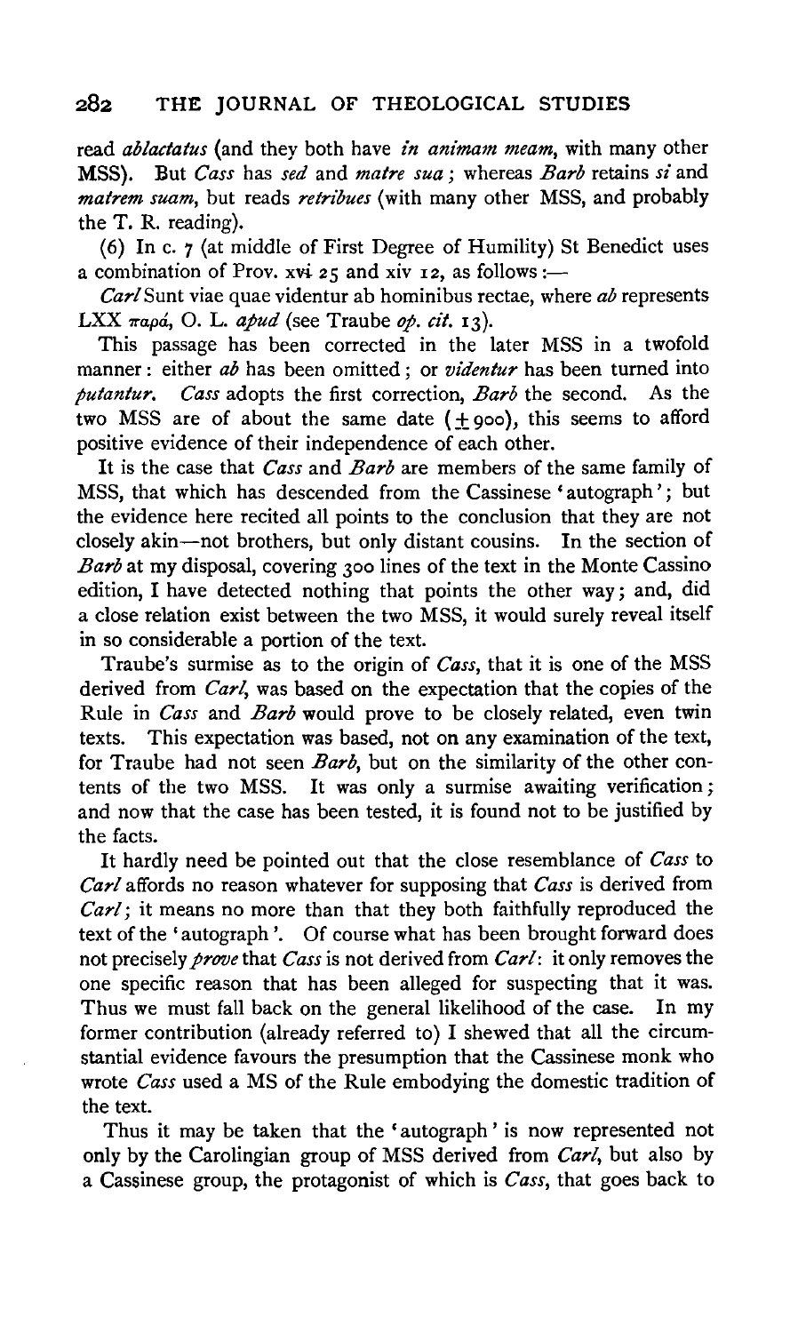read *ablactatus* (and they both have *in animam meam*, with many other MSS). But *Cass* has *sed* and *matre sua*; whereas *Barb* retains *si* and *matrem suam*, but reads *retribues* (with many other MSS, and probably the T. R. reading).

(6) In c. 7 (at middle of First Degree of Humility) St Benedict uses a combination of Prov. xvi 25 and xiv 12, as follows:—

*Carl* Sunt viae quae videntur ab hominibus rectae, where *ab* represents LXX παρά, O. L. *apud* (see Traube *op. cit.* 13).

This passage has been corrected in the later MSS in a twofold manner: either *ab* has been omitted; or *videntur* has been turned into *putantur*. *Cass* adopts the first correction, *Barb* the second. As the two MSS are of about the same date (± 900), this seems to afford positive evidence of their independence of each other.

It is the case that *Cass* and *Barb* are members of the same family of MSS, that which has descended from the Cassinese 'autograph'; but the evidence here recited all points to the conclusion that they are not closely akin—not brothers, but only distant cousins. In the section of *Barb* at my disposal, covering 300 lines of the text in the Monte Cassino edition, I have detected nothing that points the other way; and, did a close relation exist between the two MSS, it would surely reveal itself in so considerable a portion of the text.

Traube's surmise as to the origin of *Cass*, that it is one of the MSS derived from *Carl*, was based on the expectation that the copies of the Rule in *Cass* and *Barb* would prove to be closely related, even twin texts. This expectation was based, not on any examination of the text, for Traube had not seen *Barb*, but on the similarity of the other contents of the two MSS. It was only a surmise awaiting verification; and now that the case has been tested, it is found not to be justified by the facts.

It hardly need be pointed out that the close resemblance of *Cass* to *Carl* affords no reason whatever for supposing that *Cass* is derived from *Carl*; it means no more than that they both faithfully reproduced the text of the 'autograph'. Of course what has been brought forward does not precisely *prove* that *Cass* is not derived from *Carl*: it only removes the one specific reason that has been alleged for suspecting that it was. Thus we must fall back on the general likelihood of the case. In my former contribution (already referred to) I shewed that all the circumstantial evidence favours the presumption that the Cassinese monk who wrote *Cass* used a MS of the Rule embodying the domestic tradition of the text.

Thus it may be taken that the 'autograph' is now represented not only by the Carolingian group of MSS derived from *Carl*, but also by a Cassinese group, the protagonist of which is *Cass*, that goes back to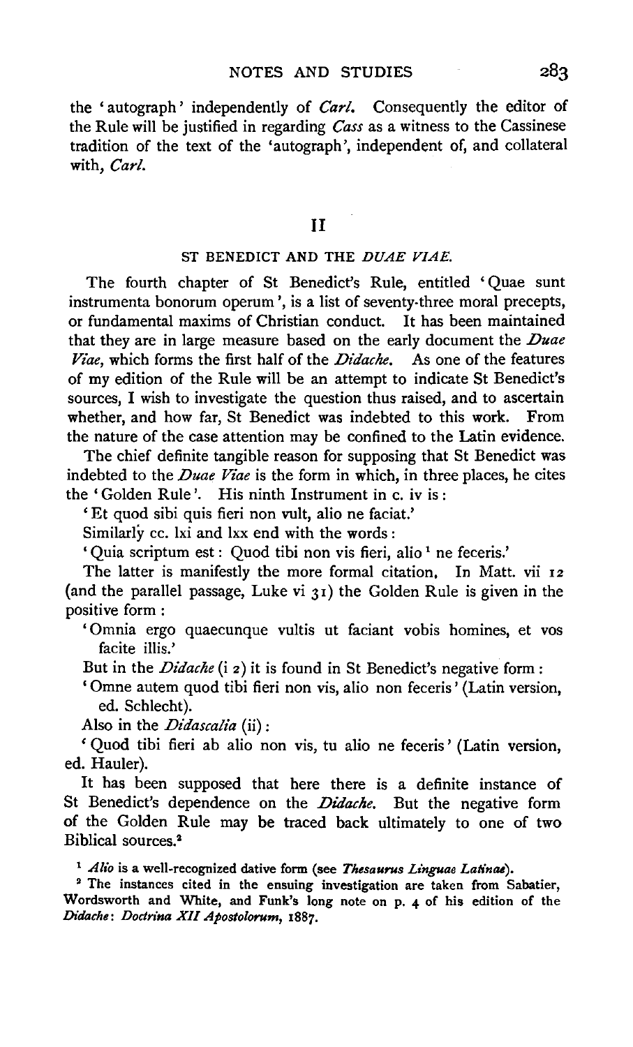the 'autograph' independently of *Carl.* Consequently the editor of the Rule will be justified in regarding *Cass* as a witness to the Cassinese tradition of the text of the 'autograph', independent of, and collateral with, *Carl.*

## II

### ST BENEDICT AND THE *DUAE VIAE.*

The fourth chapter of St Benedict's Rule, entitled 'Quae sunt instrumenta bonorum operum', is a list of seventy-three moral precepts, or fundamental maxims of Christian conduct. It has been maintained that they are in large measure based on the early document the *Duae Viae*, which forms the first half of the *Didache*. As one of the features of my edition of the Rule will be an attempt to indicate St Benedict's sources, I wish to investigate the question thus raised, and to ascertain whether, and how far, St Benedict was indebted to this work. From the nature of the case attention may be confined to the Latin evidence.

The chief definite tangible reason for supposing that St Benedict was indebted to the *Duae Viae* is the form in which, in three places, he cites the 'Golden Rule'. His ninth Instrument in c. iv is:

'Et quod sibi quis fieri non vult, alio ne faciat.'

Similarly cc. lxi and lxx end with the words:

'Quia scriptum est: Quod tibi non vis fieri, alio [1] ne feceris.'

The latter is manifestly the more formal citation. In Matt. vii 12 (and the parallel passage, Luke vi 31) the Golden Rule is given in the positive form:

'Omnia ergo quaecunque vultis ut faciant vobis homines, et vos facite illis.'

But in the *Didache* (i 2) it is found in St Benedict's negative form:

'Omne autem quod tibi fieri non vis, alio non feceris' (Latin version, ed. Schlecht).

Also in the *Didascalia* (ii):

'Quod tibi fieri ab alio non vis, tu alio ne feceris' (Latin version, ed. Hauler).

It has been supposed that here there is a definite instance of St Benedict's dependence on the *Didache.* But the negative form of the Golden Rule may be traced back ultimately to one of two Biblical sources.[2]

[1] *Alio* is a well-recognized dative form (see *Thesaurus Linguae Latinae*).

[2] The instances cited in the ensuing investigation are taken from Sabatier, Wordsworth and White, and Funk's long note on p. 4 of his edition of the *Didache*: *Doctrina XII Apostolorum*, 1887.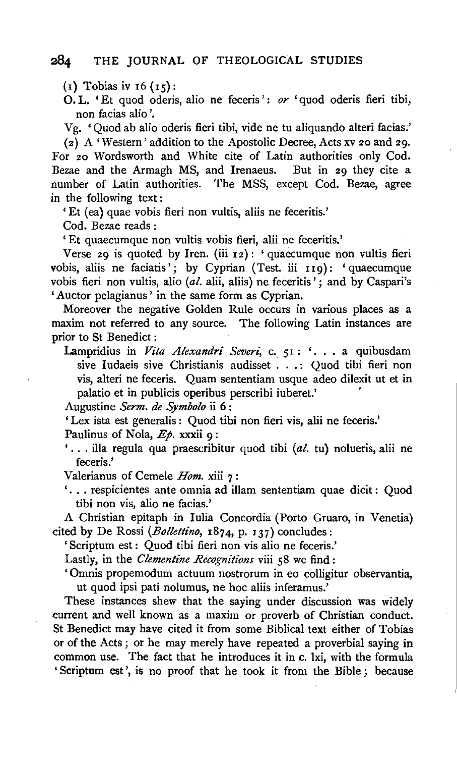(1) Tobias iv 16 (15):

O. L. 'Et quod oderis, alio ne feceris': *or* 'quod oderis fieri tibi, non facias alio'.

Vg. 'Quod ab alio oderis fieri tibi, vide ne tu aliquando alteri facias.'

(2) A 'Western' addition to the Apostolic Decree, Acts xv 20 and 29. For 20 Wordsworth and White cite of Latin authorities only Cod. Bezae and the Armagh MS, and Irenaeus. But in 29 they cite a number of Latin authorities. The MSS, except Cod. Bezae, agree in the following text:

'Et (ea) quae vobis fieri non vultis, aliis ne feceritis.'

Cod. Bezae reads:

'Et quaecumque non vultis vobis fieri, alii ne feceritis.'

Verse 29 is quoted by Iren. (iii 12): 'quaecumque non vultis fieri vobis, aliis ne faciatis'; by Cyprian (Test. iii 119): 'quaecumque vobis fieri non vultis, alio (*al.* alii, aliis) ne feceritis'; and by Caspari's 'Auctor pelagianus' in the same form as Cyprian.

Moreover the negative Golden Rule occurs in various places as a maxim not referred to any source. The following Latin instances are prior to St Benedict:

Lampridius in *Vita Alexandri Severi*, c. 51: '. . . a quibusdam sive Iudaeis sive Christianis audisset . . .: Quod tibi fieri non vis, alteri ne feceris. Quam sententiam usque adeo dilexit ut et in palatio et in publicis operibus perscribi iuberet.'

Augustine *Serm. de Symbolo* ii 6:

'Lex ista est generalis: Quod tibi non fieri vis, alii ne feceris.'

Paulinus of Nola, *Ep.* xxxii 9:

'. . . illa regula qua praescribitur quod tibi (*al.* tu) nolueris, alii ne feceris.'

Valerianus of Cemele *Hom.* xiii 7:

'. . . respicientes ante omnia ad illam sententiam quae dicit: Quod tibi non vis, alio ne facias.'

A Christian epitaph in Iulia Concordia (Porto Gruaro, in Venetia) cited by De Rossi (*Bollettino*, 1874, p. 137) concludes:

'Scriptum est: Quod tibi fieri non vis alio ne feceris.'

Lastly, in the *Clementine Recognitions* viii 58 we find:

'Omnis propemodum actuum nostrorum in eo colligitur observantia, ut quod ipsi pati nolumus, ne hoc aliis inferamus.'

These instances shew that the saying under discussion was widely current and well known as a maxim or proverb of Christian conduct. St Benedict may have cited it from some Biblical text either of Tobias or of the Acts; or he may merely have repeated a proverbial saying in common use. The fact that he introduces it in c. lxi, with the formula 'Scriptum est', is no proof that he took it from the Bible; because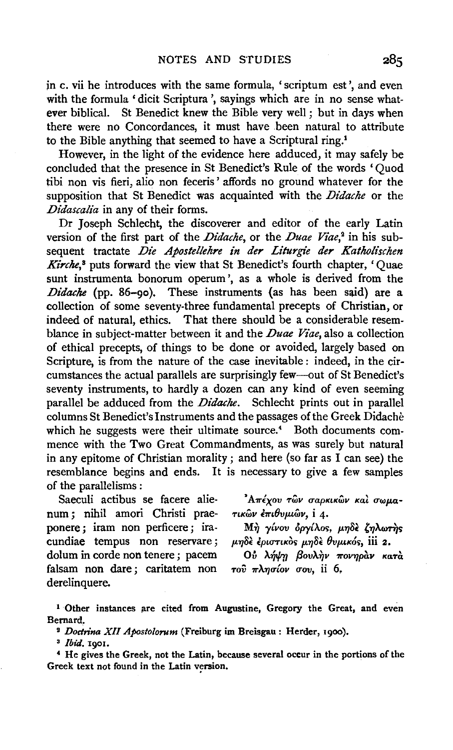in c. vii he introduces with the same formula, 'scriptum est', and even with the formula 'dicit Scriptura', sayings which are in no sense whatever biblical. St Benedict knew the Bible very well; but in days when there were no Concordances, it must have been natural to attribute to the Bible anything that seemed to have a Scriptural ring.[1]

However, in the light of the evidence here adduced, it may safely be concluded that the presence in St Benedict's Rule of the words 'Quod tibi non vis fieri, alio non feceris' affords no ground whatever for the supposition that St Benedict was acquainted with the *Didache* or the *Didascalia* in any of their forms.

Dr Joseph Schlecht, the discoverer and editor of the early Latin version of the first part of the *Didache*, or the *Duae Viae*,[2] in his subsequent tractate *Die Apostellehre in der Liturgie der Katholischen Kirche*,[3] puts forward the view that St Benedict's fourth chapter, 'Quae sunt instrumenta bonorum operum', as a whole is derived from the *Didache* (pp. 86–90). These instruments (as has been said) are a collection of some seventy-three fundamental precepts of Christian, or indeed of natural, ethics. That there should be a considerable resemblance in subject-matter between it and the *Duae Viae*, also a collection of ethical precepts, of things to be done or avoided, largely based on Scripture, is from the nature of the case inevitable: indeed, in the circumstances the actual parallels are surprisingly few—out of St Benedict's seventy instruments, to hardly a dozen can any kind of even seeming parallel be adduced from the *Didache*. Schlecht prints out in parallel columns St Benedict's Instruments and the passages of the Greek Didachè which he suggests were their ultimate source.[4] Both documents commence with the Two Great Commandments, as was surely but natural in any epitome of Christian morality; and here (so far as I can see) the resemblance begins and ends. It is necessary to give a few samples of the parallelisms:

| | |
|---|---|
| Saeculi actibus se facere alienum; nihil amori Christi praeponere; | Ἀπέχου τῶν σαρκικῶν καὶ σωματικῶν ἐπιθυμιῶν, i 4. |
| iram non perficere; iracundiae tempus non reservare; | Μὴ γίνου ὀργίλος, μηδὲ ζηλωτὴς μηδὲ ἐριστικὸς μηδὲ θυμικός, iii 2. |
| dolum in corde non tenere; pacem falsam non dare; caritatem non derelinquere. | Οὐ λήψῃ βουλὴν πονηρὰν κατὰ τοῦ πλησίον σου, ii 6. |

[1] Other instances are cited from Augustine, Gregory the Great, and even Bernard.

[2] *Doctrina XII Apostolorum* (Freiburg im Breisgau: Herder, 1900).

[3] *Ibid.* 1901.

[4] He gives the Greek, not the Latin, because several occur in the portions of the Greek text not found in the Latin version.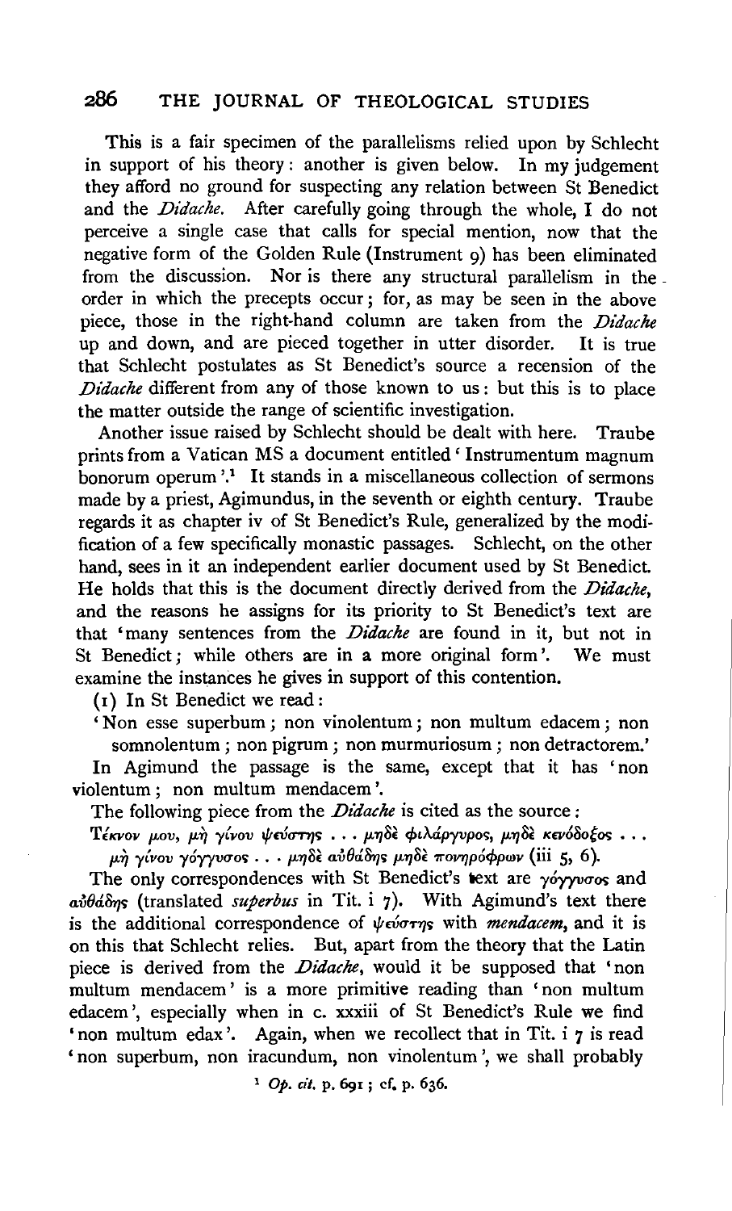This is a fair specimen of the parallelisms relied upon by Schlecht in support of his theory: another is given below. In my judgement they afford no ground for suspecting any relation between St Benedict and the *Didache*. After carefully going through the whole, I do not perceive a single case that calls for special mention, now that the negative form of the Golden Rule (Instrument 9) has been eliminated from the discussion. Nor is there any structural parallelism in the order in which the precepts occur; for, as may be seen in the above piece, those in the right-hand column are taken from the *Didache* up and down, and are pieced together in utter disorder. It is true that Schlecht postulates as St Benedict's source a recension of the *Didache* different from any of those known to us: but this is to place the matter outside the range of scientific investigation.

Another issue raised by Schlecht should be dealt with here. Traube prints from a Vatican MS a document entitled 'Instrumentum magnum bonorum operum'.[1] It stands in a miscellaneous collection of sermons made by a priest, Agimundus, in the seventh or eighth century. Traube regards it as chapter iv of St Benedict's Rule, generalized by the modification of a few specifically monastic passages. Schlecht, on the other hand, sees in it an independent earlier document used by St Benedict. He holds that this is the document directly derived from the *Didache*, and the reasons he assigns for its priority to St Benedict's text are that 'many sentences from the *Didache* are found in it, but not in St Benedict; while others are in a more original form'. We must examine the instances he gives in support of this contention.

(1) In St Benedict we read:

'Non esse superbum; non vinolentum; non multum edacem; non somnolentum; non pigrum; non murmuriosum; non detractorem.'

In Agimund the passage is the same, except that it has 'non violentum; non multum mendacem'.

The following piece from the *Didache* is cited as the source:

Τέκνον μου, μὴ γίνου ψεύστης . . . μηδὲ φιλάργυρος, μηδὲ κενόδοξος . . . μὴ γίνου γόγγυσος . . . μηδὲ αὐθάδης μηδὲ πονηρόφρων (iii 5, 6).

The only correspondences with St Benedict's text are γόγγυσος and αὐθάδης (translated *superbus* in Tit. i 7). With Agimund's text there is the additional correspondence of ψεύστης with *mendacem*, and it is on this that Schlecht relies. But, apart from the theory that the Latin piece is derived from the *Didache*, would it be supposed that 'non multum mendacem' is a more primitive reading than 'non multum edacem', especially when in c. xxxiii of St Benedict's Rule we find 'non multum edax'. Again, when we recollect that in Tit. i 7 is read 'non superbum, non iracundum, non vinolentum', we shall probably

[1] *Op. cit.* p. 691; cf. p. 636.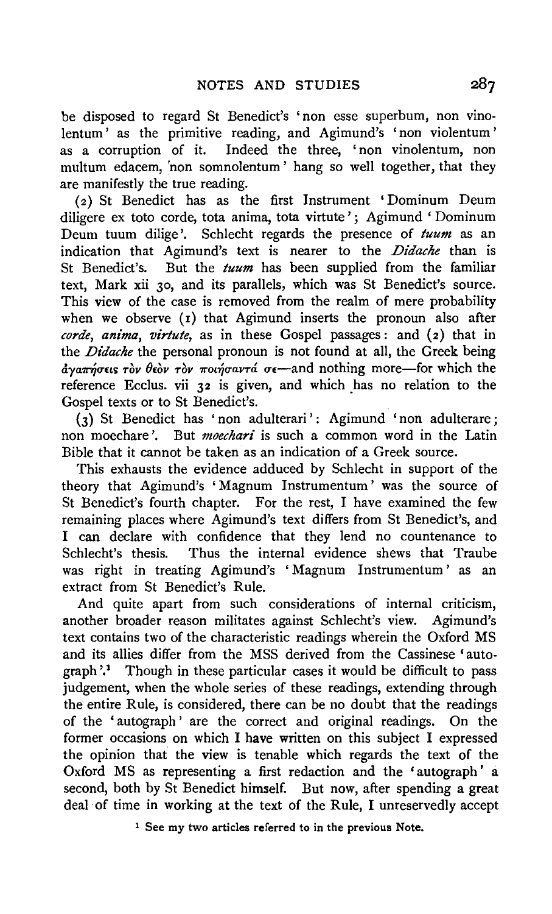be disposed to regard St Benedict's 'non esse superbum, non vinolentum' as the primitive reading, and Agimund's 'non violentum' as a corruption of it. Indeed the three, 'non vinolentum, non multum edacem, non somnolentum' hang so well together, that they are manifestly the true reading.

(2) St Benedict has as the first Instrument 'Dominum Deum diligere ex toto corde, tota anima, tota virtute'; Agimund 'Dominum Deum tuum dilige'. Schlecht regards the presence of *tuum* as an indication that Agimund's text is nearer to the *Didache* than is St Benedict's. But the *tuum* has been supplied from the familiar text, Mark xii 30, and its parallels, which was St Benedict's source. This view of the case is removed from the realm of mere probability when we observe (1) that Agimund inserts the pronoun also after *corde*, *anima*, *virtute*, as in these Gospel passages: and (2) that in the *Didache* the personal pronoun is not found at all, the Greek being ἀγαπήσεις τὸν θεὸν τὸν ποιήσαντά σε—and nothing more—for which the reference Ecclus. vii 32 is given, and which has no relation to the Gospel texts or to St Benedict's.

(3) St Benedict has 'non adulterari': Agimund 'non adulterare; non moechare'. But *moechari* is such a common word in the Latin Bible that it cannot be taken as an indication of a Greek source.

This exhausts the evidence adduced by Schlecht in support of the theory that Agimund's 'Magnum Instrumentum' was the source of St Benedict's fourth chapter. For the rest, I have examined the few remaining places where Agimund's text differs from St Benedict's, and I can declare with confidence that they lend no countenance to Schlecht's thesis. Thus the internal evidence shews that Traube was right in treating Agimund's 'Magnum Instrumentum' as an extract from St Benedict's Rule.

And quite apart from such considerations of internal criticism, another broader reason militates against Schlecht's view. Agimund's text contains two of the characteristic readings wherein the Oxford MS and its allies differ from the MSS derived from the Cassinese 'autograph'.[1] Though in these particular cases it would be difficult to pass judgement, when the whole series of these readings, extending through the entire Rule, is considered, there can be no doubt that the readings of the 'autograph' are the correct and original readings. On the former occasions on which I have written on this subject I expressed the opinion that the view is tenable which regards the text of the Oxford MS as representing a first redaction and the 'autograph' a second, both by St Benedict himself. But now, after spending a great deal of time in working at the text of the Rule, I unreservedly accept

[1] See my two articles referred to in the previous Note.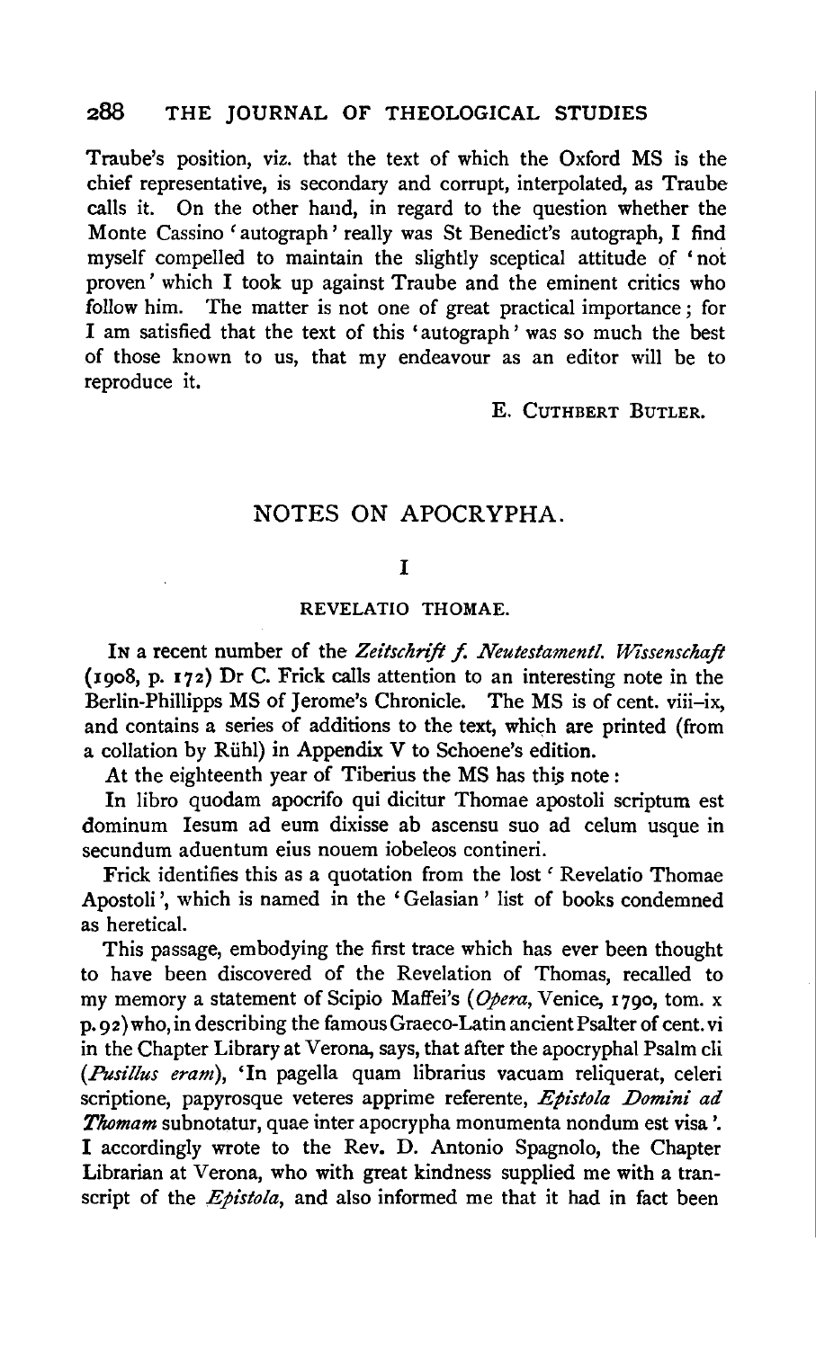Traube's position, viz. that the text of which the Oxford MS is the chief representative, is secondary and corrupt, interpolated, as Traube calls it. On the other hand, in regard to the question whether the Monte Cassino 'autograph' really was St Benedict's autograph, I find myself compelled to maintain the slightly sceptical attitude of 'not proven' which I took up against Traube and the eminent critics who follow him. The matter is not one of great practical importance; for I am satisfied that the text of this 'autograph' was so much the best of those known to us, that my endeavour as an editor will be to reproduce it.

E. CUTHBERT BUTLER.

## NOTES ON APOCRYPHA.

### I

### REVELATIO THOMAE.

IN a recent number of the *Zeitschrift f. Neutestamentl. Wissenschaft* (1908, p. 172) Dr C. Frick calls attention to an interesting note in the Berlin-Phillipps MS of Jerome's Chronicle. The MS is of cent. viii–ix, and contains a series of additions to the text, which are printed (from a collation by Rühl) in Appendix V to Schoene's edition.

At the eighteenth year of Tiberius the MS has this note:

In libro quodam apocrifo qui dicitur Thomae apostoli scriptum est dominum Iesum ad eum dixisse ab ascensu suo ad celum usque in secundum aduentum eius nouem iobeleos contineri.

Frick identifies this as a quotation from the lost 'Revelatio Thomae Apostoli', which is named in the 'Gelasian' list of books condemned as heretical.

This passage, embodying the first trace which has ever been thought to have been discovered of the Revelation of Thomas, recalled to my memory a statement of Scipio Maffei's (*Opera*, Venice, 1790, tom. x p. 92) who, in describing the famous Graeco-Latin ancient Psalter of cent. vi in the Chapter Library at Verona, says, that after the apocryphal Psalm cli (*Pusillus eram*), 'In pagella quam librarius vacuam reliquerat, celeri scriptione, papyrosque veteres apprime referente, *Epistola Domini ad Thomam* subnotatur, quae inter apocrypha monumenta nondum est visa'. I accordingly wrote to the Rev. D. Antonio Spagnolo, the Chapter Librarian at Verona, who with great kindness supplied me with a transcript of the *Epistola*, and also informed me that it had in fact been